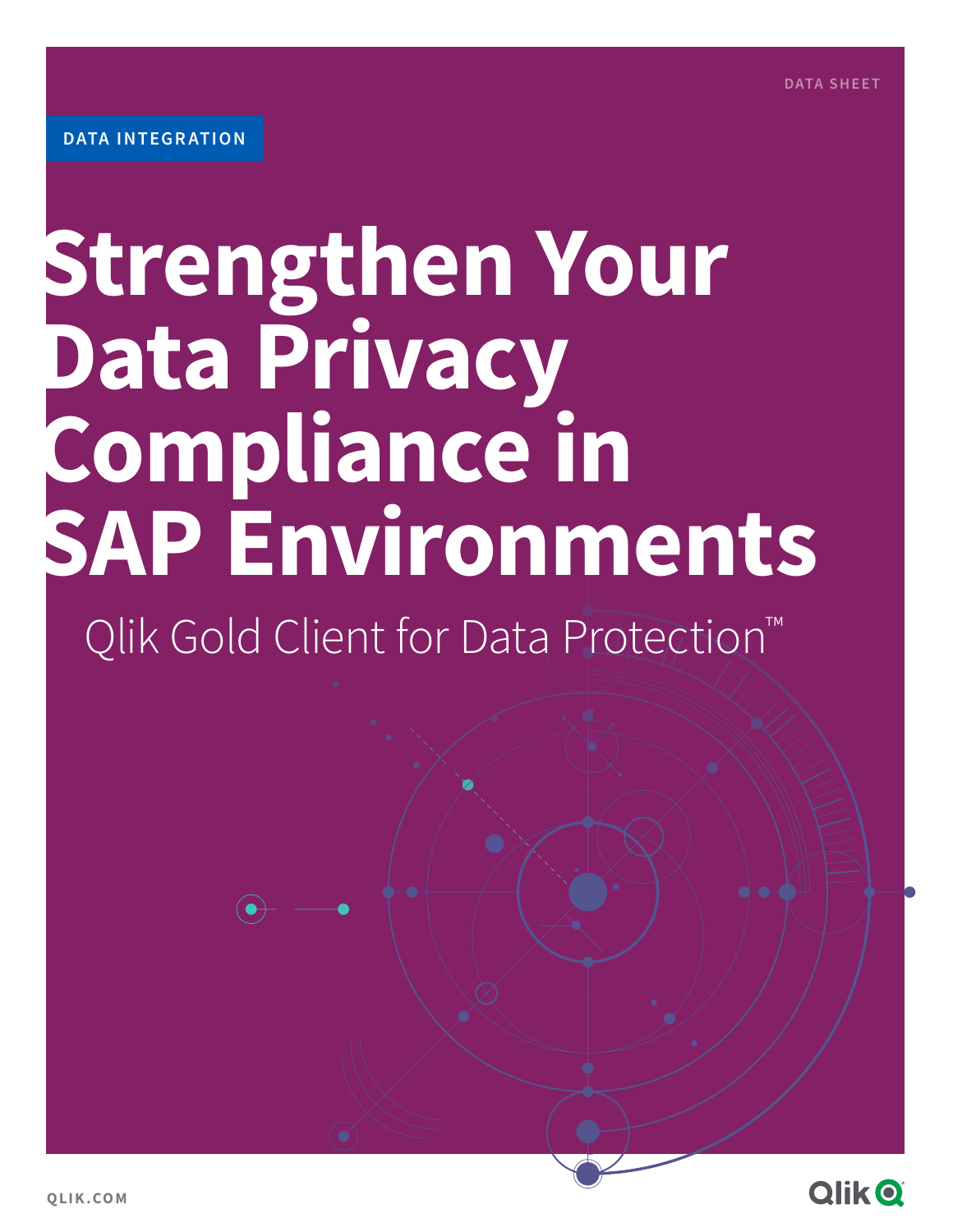DATA SHEET

DATA INTEGRATION

# Strengthen Your Data Privacy Compliance in SAP Environments

Qlik Gold Client for Data Protection™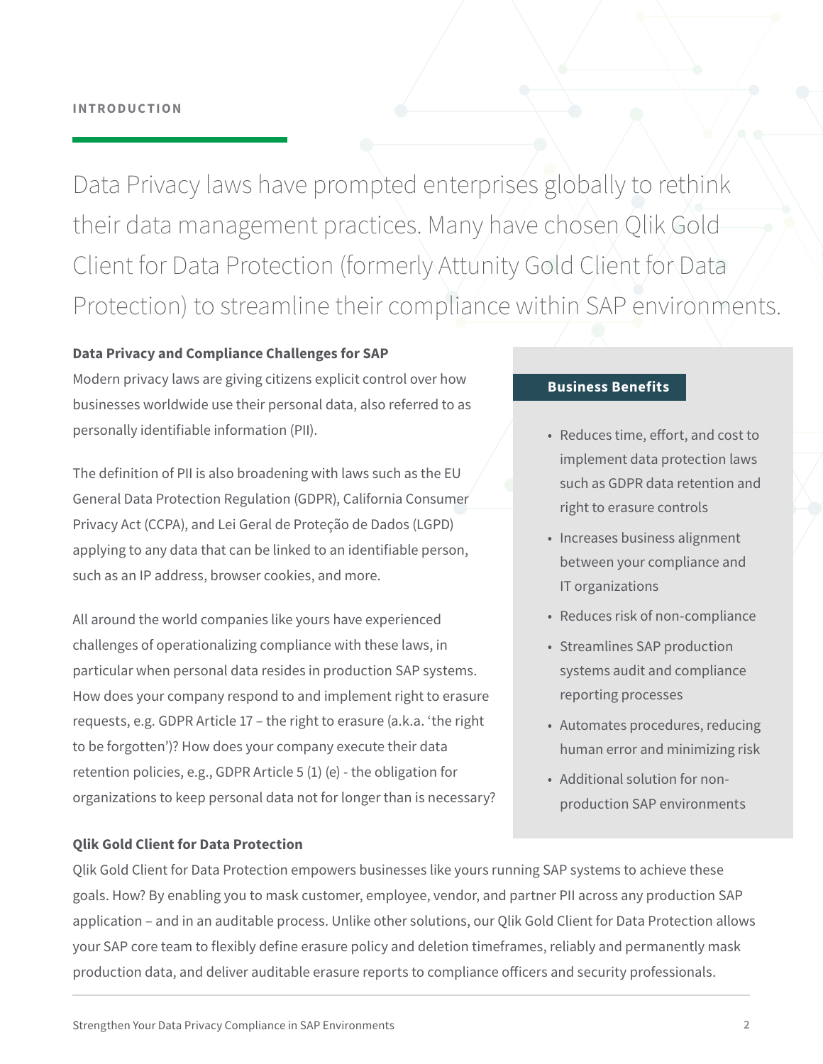## INTRODUCTION

Data Privacy laws have prompted enterprises globally to rethink their data management practices. Many have chosen Qlik Gold Client for Data Protection (formerly Attunity Gold Client for Data Protection) to streamline their compliance within SAP environments.

### Data Privacy and Compliance Challenges for SAP

Modern privacy laws are giving citizens explicit control over how businesses worldwide use their personal data, also referred to as personally identifiable information (PII).

The definition of PII is also broadening with laws such as the EU General Data Protection Regulation (GDPR), California Consumer Privacy Act (CCPA), and Lei Geral de Proteção de Dados (LGPD) applying to any data that can be linked to an identifiable person, such as an IP address, browser cookies, and more.

All around the world companies like yours have experienced challenges of operationalizing compliance with these laws, in particular when personal data resides in production SAP systems. How does your company respond to and implement right to erasure requests, e.g. GDPR Article 17 – the right to erasure (a.k.a. 'the right to be forgotten')? How does your company execute their data retention policies, e.g., GDPR Article 5 (1) (e) - the obligation for organizations to keep personal data not for longer than is necessary?

### Business Benefits

- Reduces time, effort, and cost to implement data protection laws such as GDPR data retention and right to erasure controls
- Increases business alignment between your compliance and IT organizations
- Reduces risk of non-compliance
- Streamlines SAP production systems audit and compliance reporting processes
- Automates procedures, reducing human error and minimizing risk
- Additional solution for non-production SAP environments

### Qlik Gold Client for Data Protection

Qlik Gold Client for Data Protection empowers businesses like yours running SAP systems to achieve these goals. How? By enabling you to mask customer, employee, vendor, and partner PII across any production SAP application – and in an auditable process. Unlike other solutions, our Qlik Gold Client for Data Protection allows your SAP core team to flexibly define erasure policy and deletion timeframes, reliably and permanently mask production data, and deliver auditable erasure reports to compliance officers and security professionals.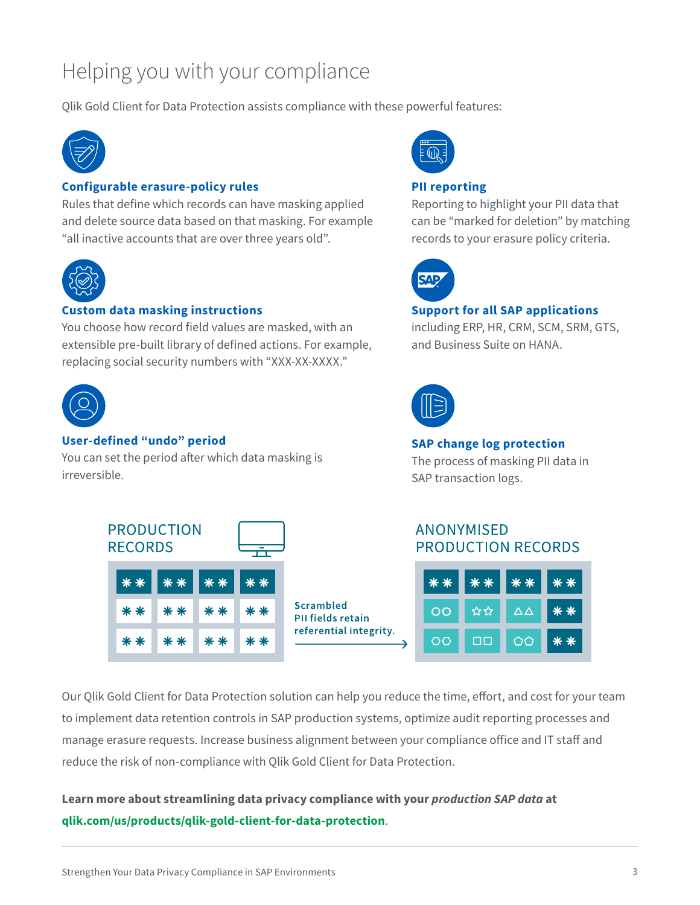# Helping you with your compliance

Qlik Gold Client for Data Protection assists compliance with these powerful features:

**Configurable erasure-policy rules**
Rules that define which records can have masking applied and delete source data based on that masking. For example "all inactive accounts that are over three years old".

**Custom data masking instructions**
You choose how record field values are masked, with an extensible pre-built library of defined actions. For example, replacing social security numbers with "XXX-XX-XXXX."

**User-defined "undo" period**
You can set the period after which data masking is irreversible.

**PII reporting**
Reporting to highlight your PII data that can be "marked for deletion" by matching records to your erasure policy criteria.

**Support for all SAP applications**
including ERP, HR, CRM, SCM, SRM, GTS, and Business Suite on HANA.

**SAP change log protection**
The process of masking PII data in SAP transaction logs.

PRODUCTION RECORDS

Scrambled PII fields retain referential integrity.

ANONYMISED PRODUCTION RECORDS

Our Qlik Gold Client for Data Protection solution can help you reduce the time, effort, and cost for your team to implement data retention controls in SAP production systems, optimize audit reporting processes and manage erasure requests. Increase business alignment between your compliance office and IT staff and reduce the risk of non-compliance with Qlik Gold Client for Data Protection.

**Learn more about streamlining data privacy compliance with your *production SAP data* at qlik.com/us/products/qlik-gold-client-for-data-protection**.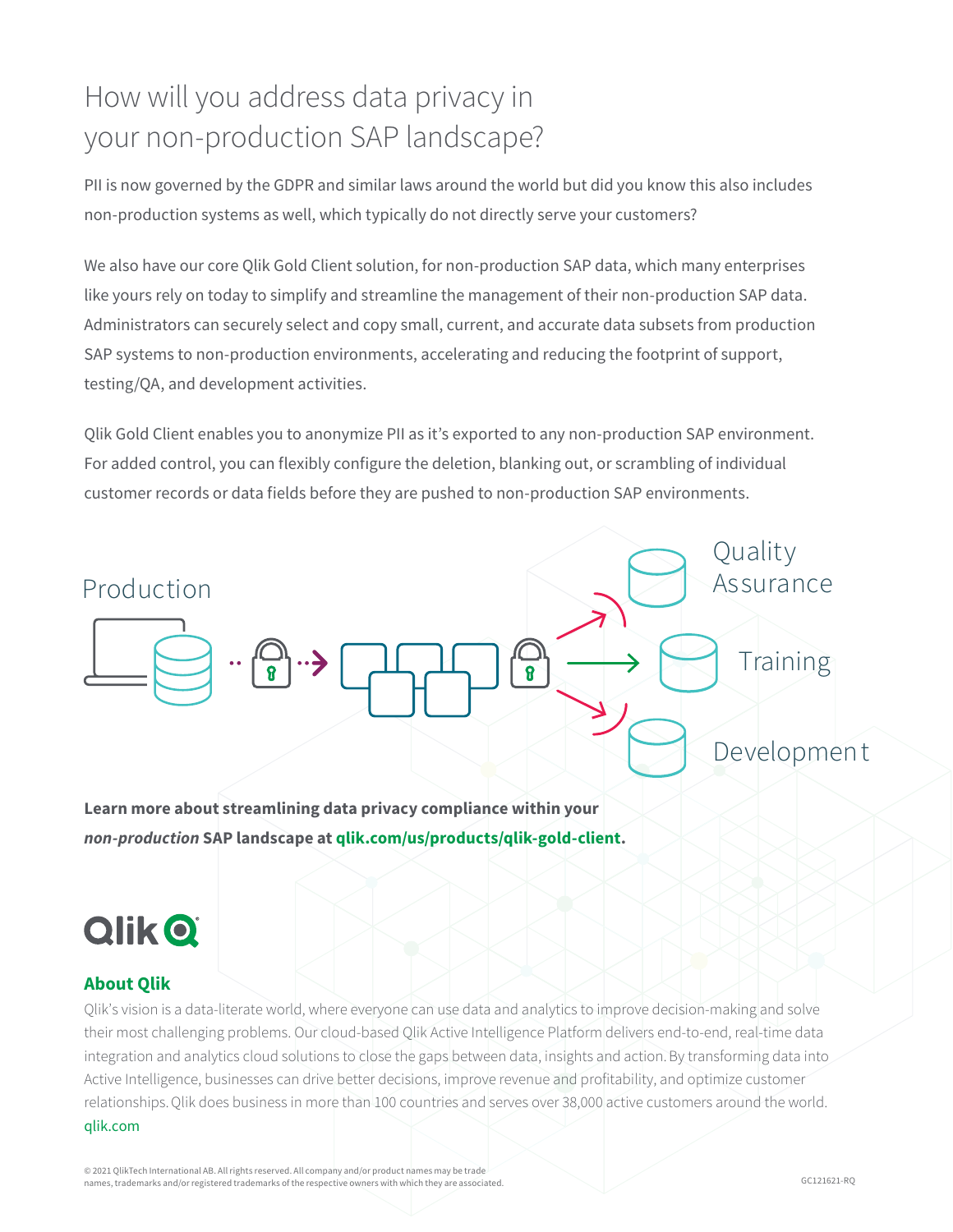# How will you address data privacy in your non-production SAP landscape?

PII is now governed by the GDPR and similar laws around the world but did you know this also includes non-production systems as well, which typically do not directly serve your customers?

We also have our core Qlik Gold Client solution, for non-production SAP data, which many enterprises like yours rely on today to simplify and streamline the management of their non-production SAP data. Administrators can securely select and copy small, current, and accurate data subsets from production SAP systems to non-production environments, accelerating and reducing the footprint of support, testing/QA, and development activities.

Qlik Gold Client enables you to anonymize PII as it's exported to any non-production SAP environment. For added control, you can flexibly configure the deletion, blanking out, or scrambling of individual customer records or data fields before they are pushed to non-production SAP environments.

Production

Quality Assurance

Training

Development

**Learn more about streamlining data privacy compliance within your *non-production* SAP landscape at qlik.com/us/products/qlik-gold-client.**

Qlik

## About Qlik

Qlik's vision is a data-literate world, where everyone can use data and analytics to improve decision-making and solve their most challenging problems. Our cloud-based Qlik Active Intelligence Platform delivers end-to-end, real-time data integration and analytics cloud solutions to close the gaps between data, insights and action. By transforming data into Active Intelligence, businesses can drive better decisions, improve revenue and profitability, and optimize customer relationships. Qlik does business in more than 100 countries and serves over 38,000 active customers around the world.

qlik.com

© 2021 QlikTech International AB. All rights reserved. All company and/or product names may be trade names, trademarks and/or registered trademarks of the respective owners with which they are associated.

GC121621-RQ